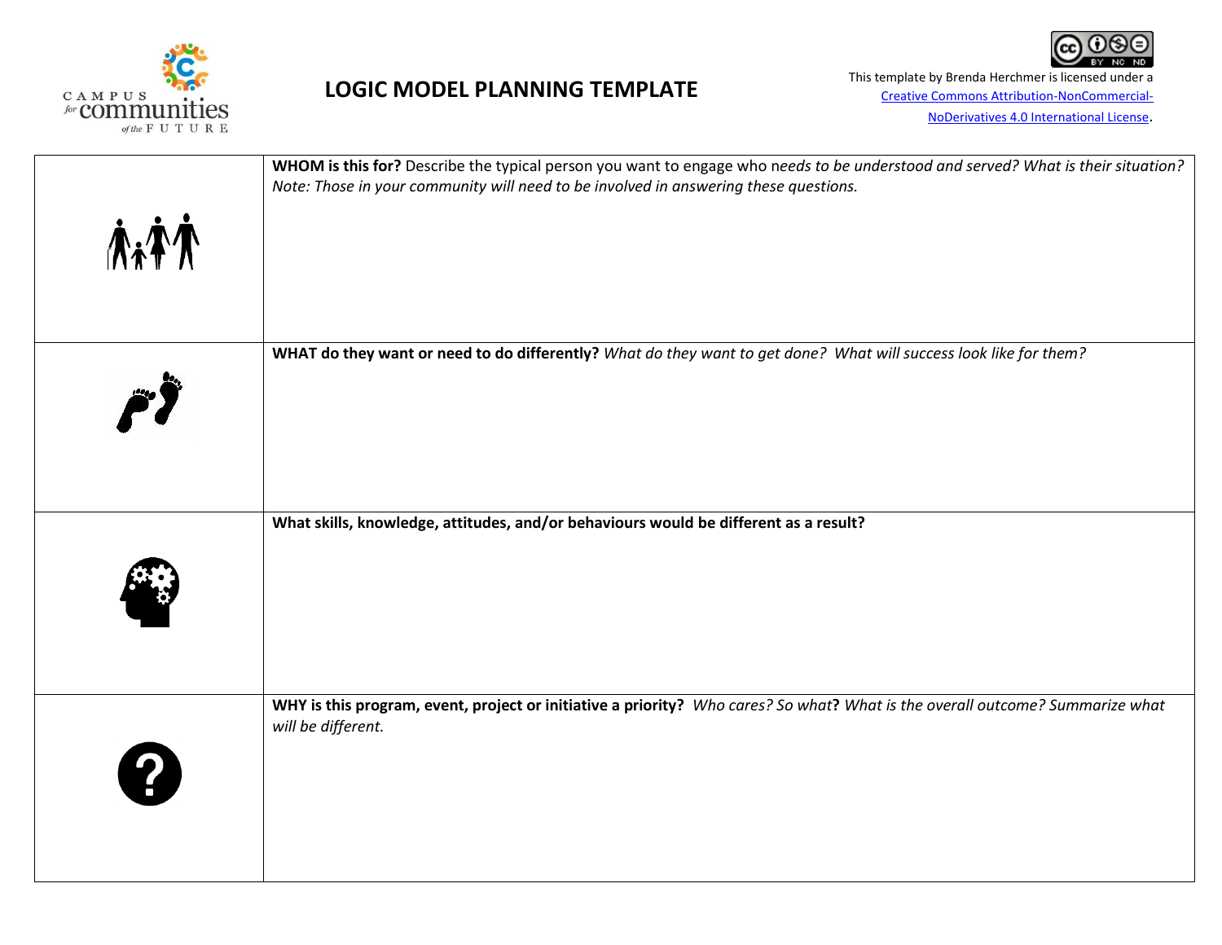# LOGIC MODEL PLANNING TEMPLATE

This template by Brenda Herchmer is licensed under a Creative Commons Attribution-NonCommercial-NoDerivatives 4.0 International License.

| | |
|---|---|
| | **WHOM is this for?** Describe the typical person you want to engage who *needs to be understood and served? What is their situation? Note: Those in your community will need to be involved in answering these questions.* |
| | **WHAT do they want or need to do differently?** *What do they want to get done? What will success look like for them?* |
| | **What skills, knowledge, attitudes, and/or behaviours would be different as a result?** |
| | **WHY is this program, event, project or initiative a priority?** *Who cares? So what***?** *What is the overall outcome? Summarize what will be different.* |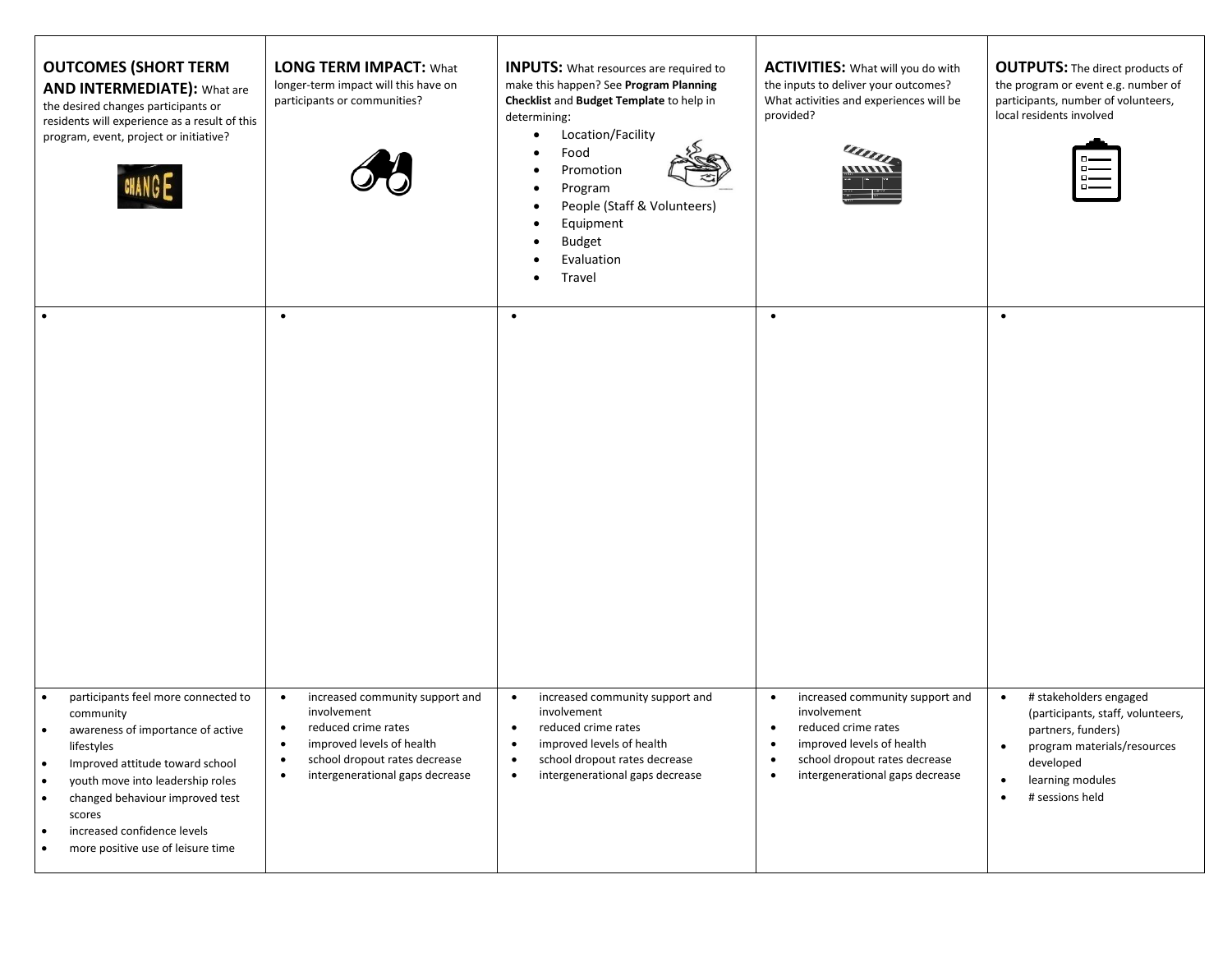| **OUTCOMES (SHORT TERM AND INTERMEDIATE):** What are the desired changes participants or residents will experience as a result of this program, event, project or initiative? | **LONG TERM IMPACT:** What longer-term impact will this have on participants or communities? | **INPUTS:** What resources are required to make this happen? See **Program Planning Checklist** and **Budget Template** to help in determining:<br>• Location/Facility<br>• Food<br>• Promotion<br>• Program<br>• People (Staff & Volunteers)<br>• Equipment<br>• Budget<br>• Evaluation<br>• Travel | **ACTIVITIES:** What will you do with the inputs to deliver your outcomes? What activities and experiences will be provided? | **OUTPUTS:** The direct products of the program or event e.g. number of participants, number of volunteers, local residents involved |
|---|---|---|---|---|
| • | • | • | • | • |
| • participants feel more connected to community<br>• awareness of importance of active lifestyles<br>• Improved attitude toward school<br>• youth move into leadership roles<br>• changed behaviour improved test scores<br>• increased confidence levels<br>• more positive use of leisure time | • increased community support and involvement<br>• reduced crime rates<br>• improved levels of health<br>• school dropout rates decrease<br>• intergenerational gaps decrease | • increased community support and involvement<br>• reduced crime rates<br>• improved levels of health<br>• school dropout rates decrease<br>• intergenerational gaps decrease | • increased community support and involvement<br>• reduced crime rates<br>• improved levels of health<br>• school dropout rates decrease<br>• intergenerational gaps decrease | • # stakeholders engaged (participants, staff, volunteers, partners, funders)<br>• program materials/resources developed<br>• learning modules<br>• # sessions held |